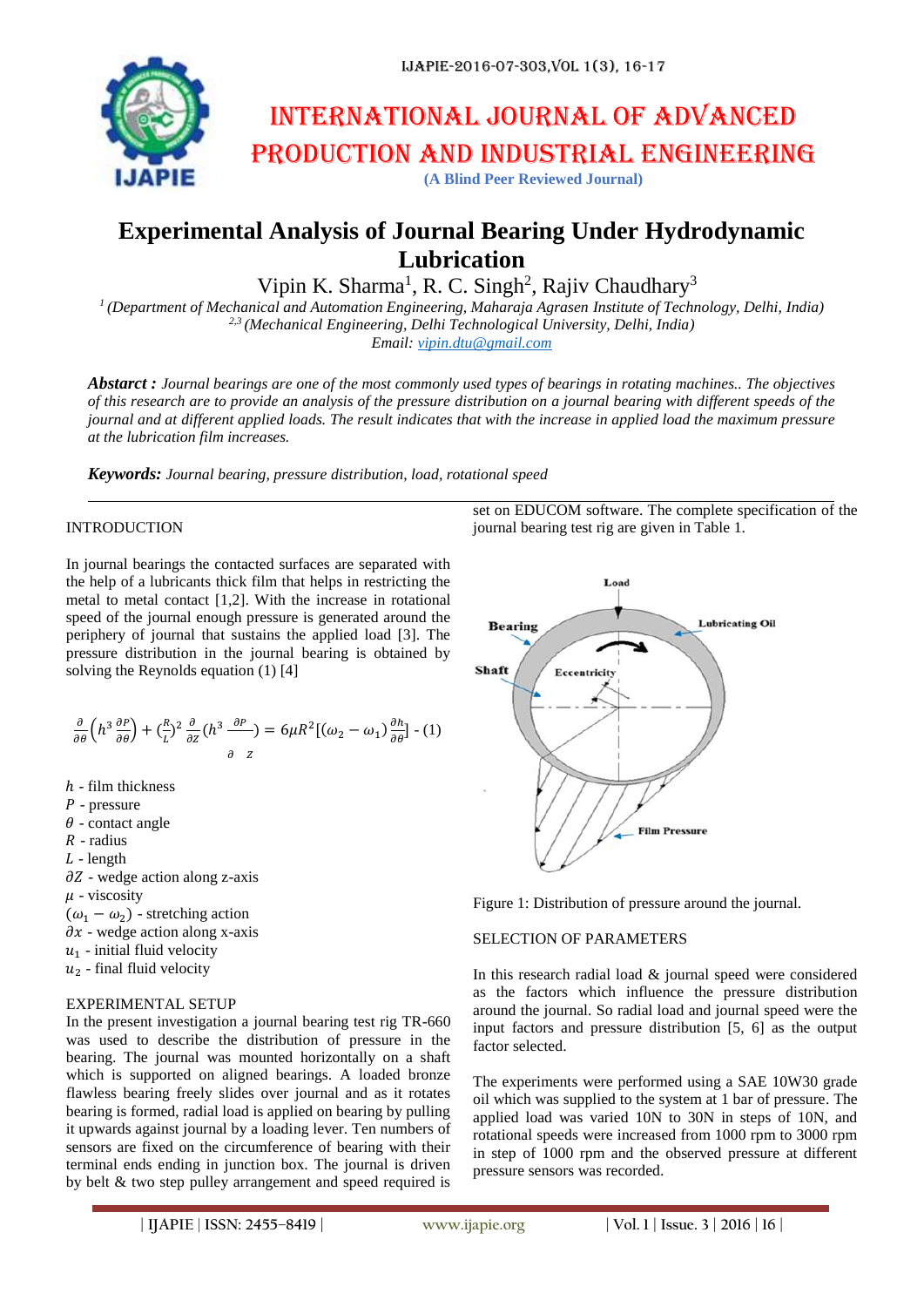# INTERNATIONAL JOURNAL OF ADVANCED PRODUCTION AND INDUSTRIAL ENGINEERING

**(A Blind Peer Reviewed Journal)**

# Experimental Analysis of Journal Bearing Under Hydrodynamic Lubrication

Vipin K. Sharma[1], R. C. Singh[2], Rajiv Chaudhary[3]

*[1] (Department of Mechanical and Automation Engineering, Maharaja Agrasen Institute of Technology, Delhi, India)*
*[2,3] (Mechanical Engineering, Delhi Technological University, Delhi, India)*
*Email: vipin.dtu@gmail.com*

***Abstract :*** *Journal bearings are one of the most commonly used types of bearings in rotating machines.. The objectives of this research are to provide an analysis of the pressure distribution on a journal bearing with different speeds of the journal and at different applied loads. The result indicates that with the increase in applied load the maximum pressure at the lubrication film increases.*

***Keywords:*** *Journal bearing, pressure distribution, load, rotational speed*

## INTRODUCTION

In journal bearings the contacted surfaces are separated with the help of a lubricants thick film that helps in restricting the metal to metal contact [1,2]. With the increase in rotational speed of the journal enough pressure is generated around the periphery of journal that sustains the applied load [3]. The pressure distribution in the journal bearing is obtained by solving the Reynolds equation (1) [4]

$$\frac{\partial}{\partial\theta}\left(h^3\frac{\partial P}{\partial\theta}\right)+\left(\frac{R}{L}\right)^2\frac{\partial}{\partial z}\left(h^3\frac{\partial P}{\partial z}\right)=6\mu R^2\left[(\omega_2-\omega_1)\frac{\partial h}{\partial\theta}\right] \quad (1)$$

$h$ - film thickness
$P$ - pressure
$\theta$ - contact angle
$R$ - radius
$L$ - length
$\partial Z$ - wedge action along z-axis
$\mu$ - viscosity
$(\omega_1 - \omega_2)$ - stretching action
$\partial x$ - wedge action along x-axis
$u_1$ - initial fluid velocity
$u_2$ - final fluid velocity

## EXPERIMENTAL SETUP

In the present investigation a journal bearing test rig TR-660 was used to describe the distribution of pressure in the bearing. The journal was mounted horizontally on a shaft which is supported on aligned bearings. A loaded bronze flawless bearing freely slides over journal and as it rotates bearing is formed, radial load is applied on bearing by pulling it upwards against journal by a loading lever. Ten numbers of sensors are fixed on the circumference of bearing with their terminal ends ending in junction box. The journal is driven by belt & two step pulley arrangement and speed required is set on EDUCOM software. The complete specification of the journal bearing test rig are given in Table 1.

Figure 1: Distribution of pressure around the journal.

## SELECTION OF PARAMETERS

In this research radial load & journal speed were considered as the factors which influence the pressure distribution around the journal. So radial load and journal speed were the input factors and pressure distribution [5, 6] as the output factor selected.

The experiments were performed using a SAE 10W30 grade oil which was supplied to the system at 1 bar of pressure. The applied load was varied 10N to 30N in steps of 10N, and rotational speeds were increased from 1000 rpm to 3000 rpm in step of 1000 rpm and the observed pressure at different pressure sensors was recorded.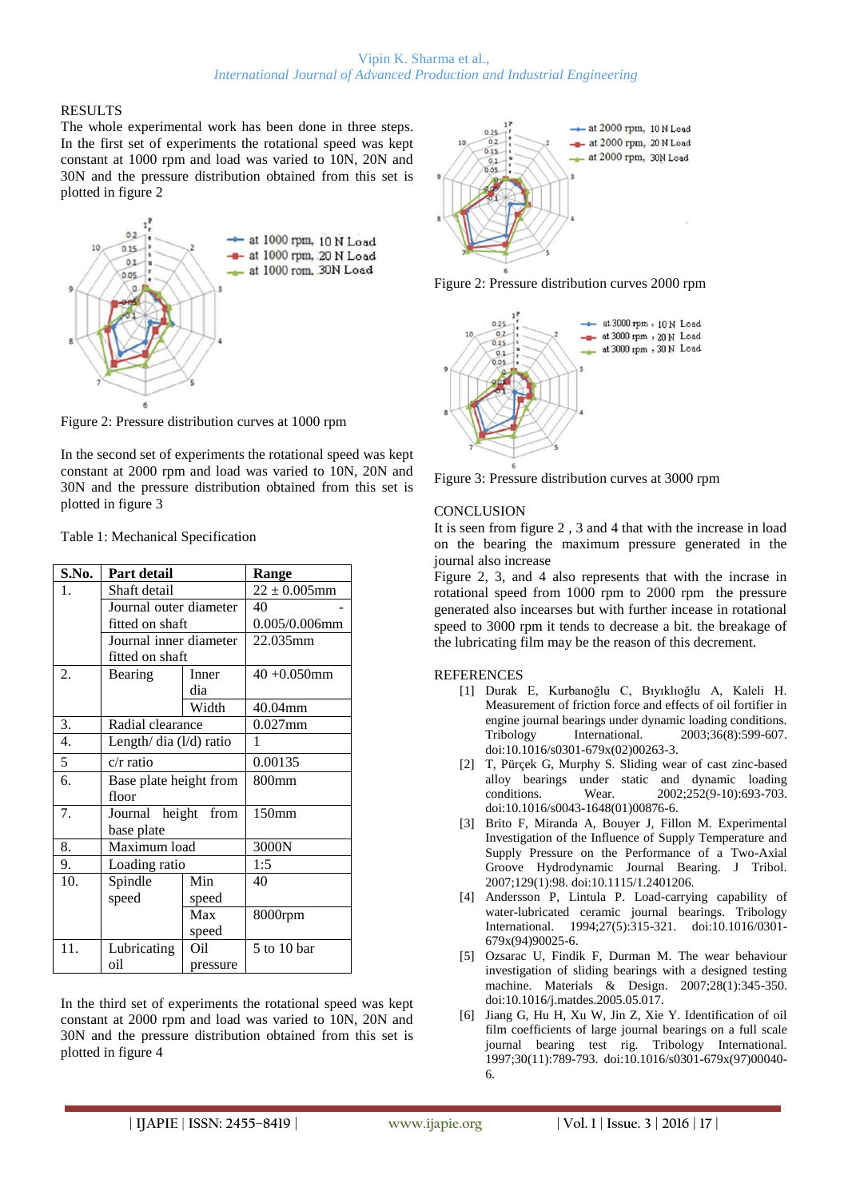## RESULTS

The whole experimental work has been done in three steps. In the first set of experiments the rotational speed was kept constant at 1000 rpm and load was varied to 10N, 20N and 30N and the pressure distribution obtained from this set is plotted in figure 2

0.2
0.15
0.1
0.05
0
-0.05
1
2
3
4
5
6
7
8
9
10
at 1000 rpm, 10 N Load
at 1000 rpm, 20 N Load
at 1000 rom, 30N Load

Figure 2: Pressure distribution curves at 1000 rpm

In the second set of experiments the rotational speed was kept constant at 2000 rpm and load was varied to 10N, 20N and 30N and the pressure distribution obtained from this set is plotted in figure 3

Table 1: Mechanical Specification

| S.No. | Part detail | | Range |
|---|---|---|---|
| 1. | Shaft detail | | 22 ± 0.005mm |
| | Journal outer diameter fitted on shaft | | 40 - 0.005/0.006mm |
| | Journal inner diameter fitted on shaft | | 22.035mm |
| 2. | Bearing | Inner dia | 40 +0.050mm |
| | | Width | 40.04mm |
| 3. | Radial clearance | | 0.027mm |
| 4. | Length/ dia (l/d) ratio | | 1 |
| 5 | c/r ratio | | 0.00135 |
| 6. | Base plate height from floor | | 800mm |
| 7. | Journal height from base plate | | 150mm |
| 8. | Maximum load | | 3000N |
| 9. | Loading ratio | | 1:5 |
| 10. | Spindle speed | Min speed | 40 |
| | | Max speed | 8000rpm |
| 11. | Lubricating oil | Oil pressure | 5 to 10 bar |

In the third set of experiments the rotational speed was kept constant at 2000 rpm and load was varied to 10N, 20N and 30N and the pressure distribution obtained from this set is plotted in figure 4

0.25
0.2
0.15
0.1
0.05
0
-0.05
-0.1
1
2
3
4
5
6
7
8
9
10
at 2000 rpm, 10 N Load
at 2000 rpm, 20 N Load
at 2000 rpm, 30N Load

Figure 2: Pressure distribution curves 2000 rpm

0.25
0.2
0.15
0.1
0.05
0
-0.05
-0.1
1
2
3
4
5
6
7
8
9
10
at 3000 rpm, 10 N Load
at 3000 rpm, 20 N Load
at 3000 rpm, 30 N Load

Figure 3: Pressure distribution curves at 3000 rpm

## CONCLUSION

It is seen from figure 2 , 3 and 4 that with the increase in load on the bearing the maximum pressure generated in the journal also increase

Figure 2, 3, and 4 also represents that with the incrase in rotational speed from 1000 rpm to 2000 rpm the pressure generated also incearses but with further increase in rotational speed to 3000 rpm it tends to decrease a bit. the breakage of the lubricating film may be the reason of this decrement.

## REFERENCES

1. [1] Durak E, Kurbanoğlu C, Bıyıklıoğlu A, Kaleli H. Measurement of friction force and effects of oil fortifier in engine journal bearings under dynamic loading conditions. Tribology International. 2003;36(8):599-607. doi:10.1016/s0301-679x(02)00263-3.
2. [2] T, Pürçek G, Murphy S. Sliding wear of cast zinc-based alloy bearings under static and dynamic loading conditions. Wear. 2002;252(9-10):693-703. doi:10.1016/s0043-1648(01)00876-6.
3. [3] Brito F, Miranda A, Bouyer J, Fillon M. Experimental Investigation of the Influence of Supply Temperature and Supply Pressure on the Performance of a Two-Axial Groove Hydrodynamic Journal Bearing. J Tribol. 2007;129(1):98. doi:10.1115/1.2401206.
4. [4] Andersson P, Lintula P. Load-carrying capability of water-lubricated ceramic journal bearings. Tribology International. 1994;27(5):315-321. doi:10.1016/0301-679x(94)90025-6.
5. [5] Ozsarac U, Findik F, Durman M. The wear behaviour investigation of sliding bearings with a designed testing machine. Materials & Design. 2007;28(1):345-350. doi:10.1016/j.matdes.2005.05.017.
6. [6] Jiang G, Hu H, Xu W, Jin Z, Xie Y. Identification of oil film coefficients of large journal bearings on a full scale journal bearing test rig. Tribology International. 1997;30(11):789-793. doi:10.1016/s0301-679x(97)00040-6.